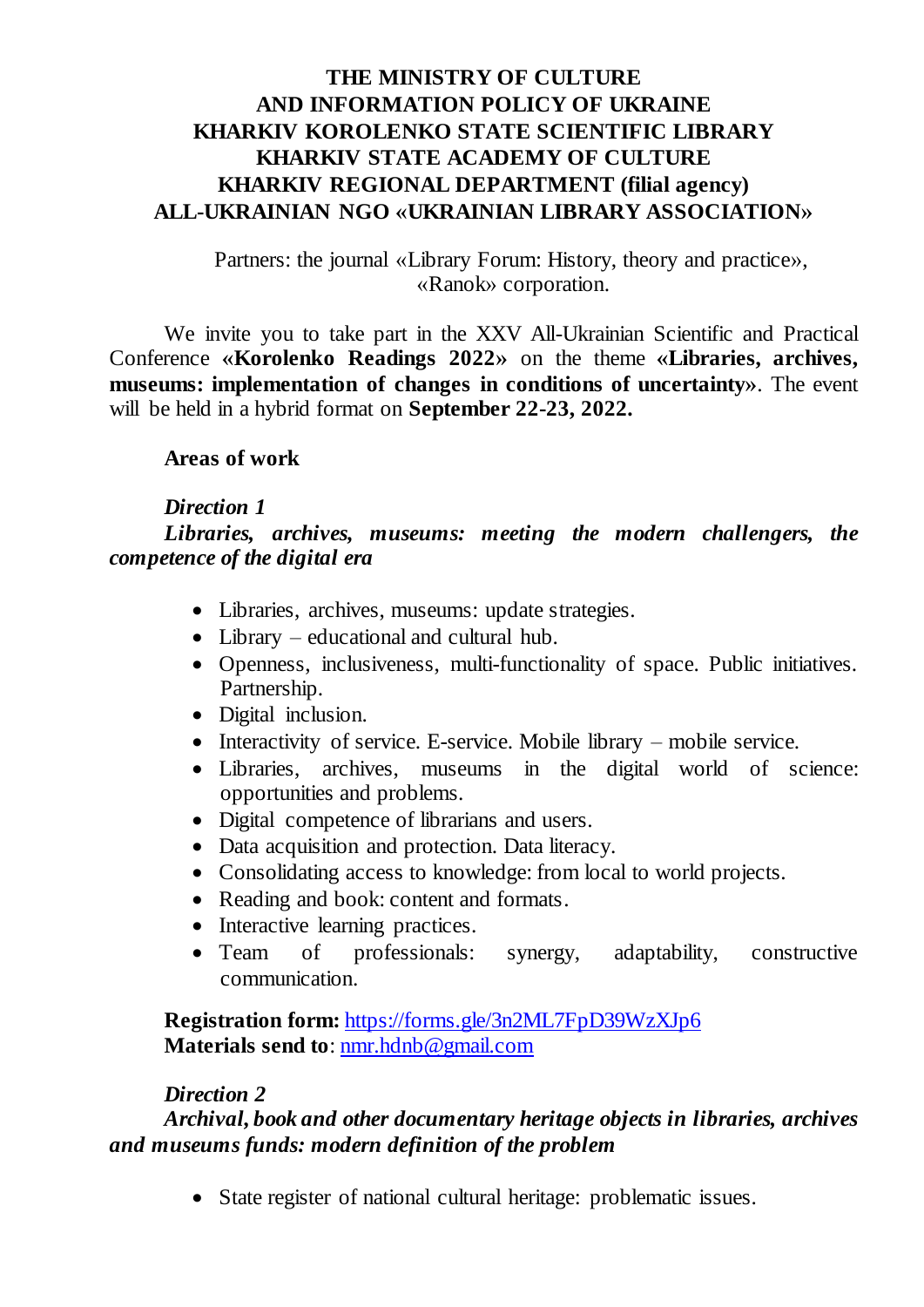**THE MINISTRY OF CULTURE**
**AND INFORMATION POLICY OF UKRAINE**
**KHARKIV KOROLENKO STATE SCIENTIFIC LIBRARY**
**KHARKIV STATE ACADEMY OF CULTURE**
**KHARKIV REGIONAL DEPARTMENT (filial agency)**
**ALL-UKRAINIAN NGO «UKRAINIAN LIBRARY ASSOCIATION»**

Partners: the journal «Library Forum: History, theory and practice», «Ranok» corporation.

We invite you to take part in the XXV All-Ukrainian Scientific and Practical Conference **«Korolenko Readings 2022»** on the theme **«Libraries, archives, museums: implementation of changes in conditions of uncertainty»**. The event will be held in a hybrid format on **September 22-23, 2022.**

**Areas of work**

***Direction 1***

***Libraries, archives, museums: meeting the modern challengers, the competence of the digital era***

- Libraries, archives, museums: update strategies.
- Library – educational and cultural hub.
- Openness, inclusiveness, multi-functionality of space. Public initiatives. Partnership.
- Digital inclusion.
- Interactivity of service. E-service. Mobile library – mobile service.
- Libraries, archives, museums in the digital world of science: opportunities and problems.
- Digital competence of librarians and users.
- Data acquisition and protection. Data literacy.
- Consolidating access to knowledge: from local to world projects.
- Reading and book: content and formats.
- Interactive learning practices.
- Team of professionals: synergy, adaptability, constructive communication.

**Registration form:** https://forms.gle/3n2ML7FpD39WzXJp6
**Materials send to**: nmr.hdnb@gmail.com

***Direction 2***

***Archival, book and other documentary heritage objects in libraries, archives and museums funds: modern definition of the problem***

- State register of national cultural heritage: problematic issues.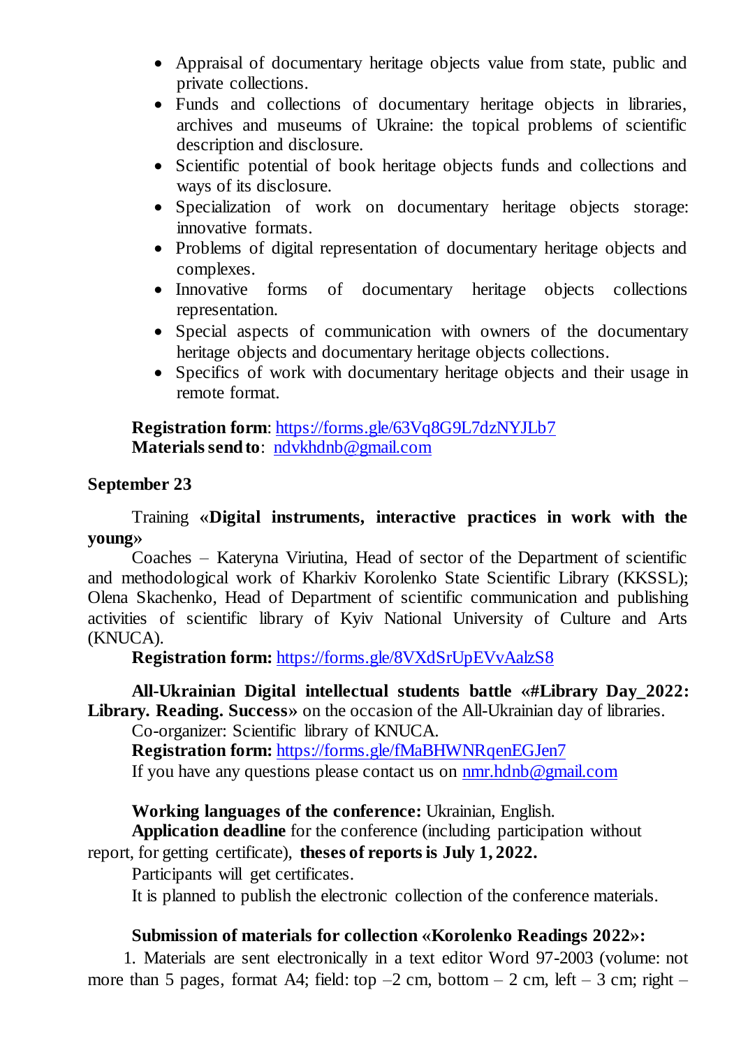- Appraisal of documentary heritage objects value from state, public and private collections.
- Funds and collections of documentary heritage objects in libraries, archives and museums of Ukraine: the topical problems of scientific description and disclosure.
- Scientific potential of book heritage objects funds and collections and ways of its disclosure.
- Specialization of work on documentary heritage objects storage: innovative formats.
- Problems of digital representation of documentary heritage objects and complexes.
- Innovative forms of documentary heritage objects collections representation.
- Special aspects of communication with owners of the documentary heritage objects and documentary heritage objects collections.
- Specifics of work with documentary heritage objects and their usage in remote format.

**Registration form**: https://forms.gle/63Vq8G9L7dzNYJLb7
**Materials send to**: ndvkhdnb@gmail.com

**September 23**

Training **«Digital instruments, interactive practices in work with the young»**

Coaches – Kateryna Viriutina, Head of sector of the Department of scientific and methodological work of Kharkiv Korolenko State Scientific Library (KKSSL); Olena Skachenko, Head of Department of scientific communication and publishing activities of scientific library of Kyiv National University of Culture and Arts (KNUCA).

**Registration form:** https://forms.gle/8VXdSrUpEVvAalzS8

**All-Ukrainian Digital intellectual students battle «#Library Day_2022: Library. Reading. Success»** on the occasion of the All-Ukrainian day of libraries.

Co-organizer: Scientific library of KNUCA.

**Registration form:** https://forms.gle/fMaBHWNRqenEGJen7

If you have any questions please contact us on nmr.hdnb@gmail.com

**Working languages of the conference:** Ukrainian, English.

**Application deadline** for the conference (including participation without report, for getting certificate), **theses of reports is July 1, 2022.**

Participants will get certificates.

It is planned to publish the electronic collection of the conference materials.

**Submission of materials for collection «Korolenko Readings 2022»:**

1. Materials are sent electronically in a text editor Word 97-2003 (volume: not more than 5 pages, format A4; field: top –2 cm, bottom – 2 cm, left – 3 cm; right –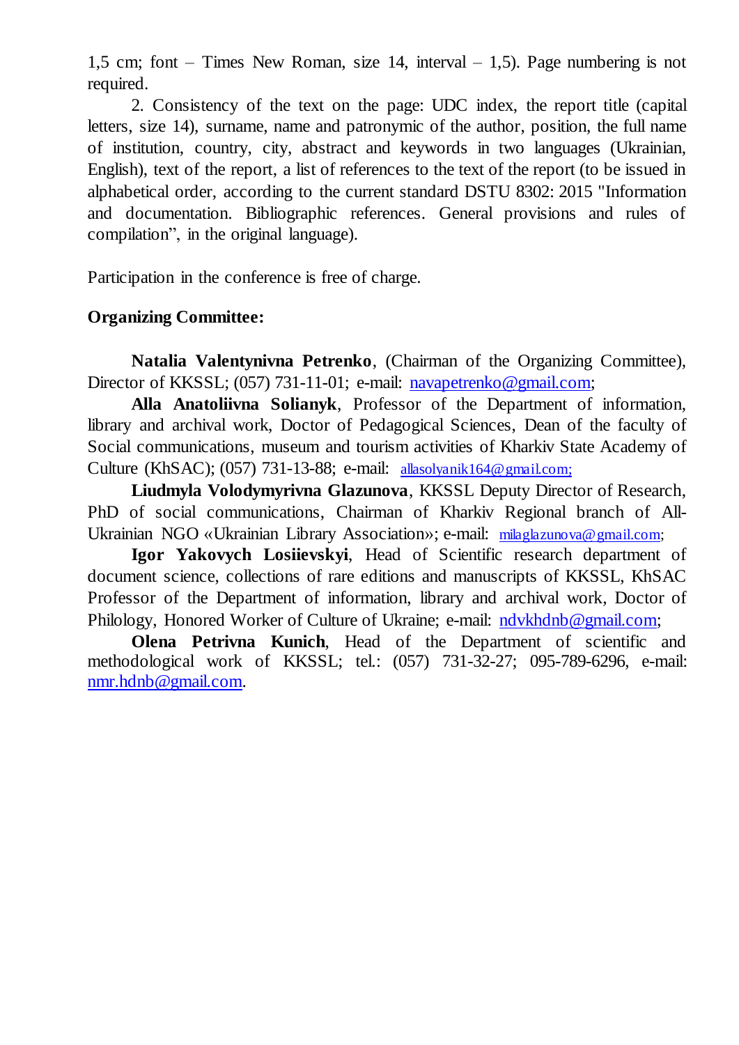1,5 cm; font – Times New Roman, size 14, interval – 1,5). Page numbering is not required.

2. Consistency of the text on the page: UDC index, the report title (capital letters, size 14), surname, name and patronymic of the author, position, the full name of institution, country, city, abstract and keywords in two languages (Ukrainian, English), text of the report, a list of references to the text of the report (to be issued in alphabetical order, according to the current standard DSTU 8302: 2015 "Information and documentation. Bibliographic references. General provisions and rules of compilation”, in the original language).

Participation in the conference is free of charge.

**Organizing Committee:**

**Natalia Valentynivna Petrenko**, (Chairman of the Organizing Committee), Director of KKSSL; (057) 731-11-01; e-mail: navapetrenko@gmail.com;

**Alla Anatoliivna Solianyk**, Professor of the Department of information, library and archival work, Doctor of Pedagogical Sciences, Dean of the faculty of Social communications, museum and tourism activities of Kharkiv State Academy of Culture (KhSAC); (057) 731-13-88; e-mail: allasolyanik164@gmail.com;

**Liudmyla Volodymyrivna Glazunova**, KKSSL Deputy Director of Research, PhD of social communications, Chairman of Kharkiv Regional branch of All-Ukrainian NGO «Ukrainian Library Association»; e-mail: milaglazunova@gmail.com;

**Igor Yakovych Losiievskyi**, Head of Scientific research department of document science, collections of rare editions and manuscripts of KKSSL, KhSAC Professor of the Department of information, library and archival work, Doctor of Philology, Honored Worker of Culture of Ukraine; e-mail: ndvkhdnb@gmail.com;

**Olena Petrivna Kunich**, Head of the Department of scientific and methodological work of KKSSL; tel.: (057) 731-32-27; 095-789-6296, e-mail: nmr.hdnb@gmail.com.